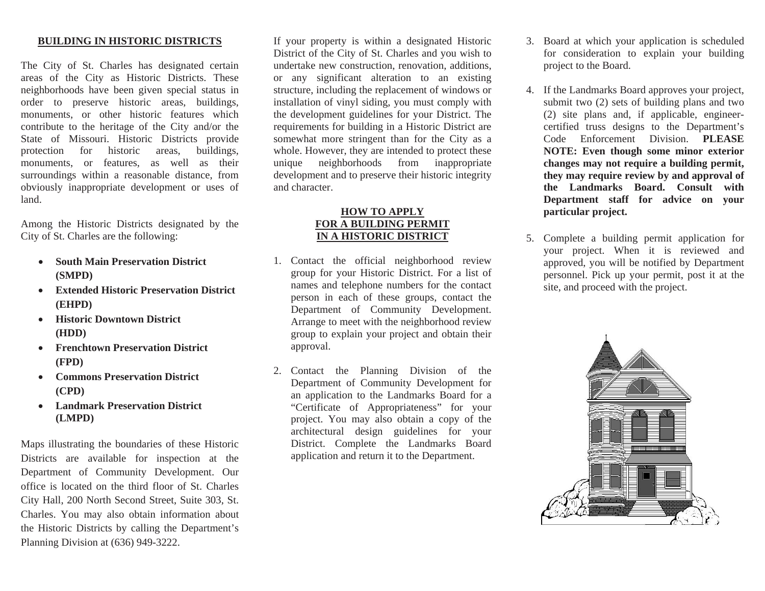## BUILDING IN HISTORIC DISTRICTS

The City of St. Charles has designated certain areas of the City as Historic Districts. These neighborhoods have been given special status in order to preserve historic areas, buildings, monuments, or other historic features which contribute to the heritage of the City and/or the State of Missouri. Historic Districts provide protection for historic areas, buildings, monuments, or features, as well as their surroundings within a reasonable distance, from obviously inappropriate development or uses of land.

Among the Historic Districts designated by the City of St. Charles are the following:

- **South Main Preservation District (SMPD)**
- **Extended Historic Preservation District (EHPD)**
- **Historic Downtown District (HDD)**
- **Frenchtown Preservation District (FPD)**
- **Commons Preservation District (CPD)**
- **Landmark Preservation District (LMPD)**

Maps illustrating the boundaries of these Historic Districts are available for inspection at the Department of Community Development. Our office is located on the third floor of St. Charles City Hall, 200 North Second Street, Suite 303, St. Charles. You may also obtain information about the Historic Districts by calling the Department's Planning Division at (636) 949-3222.

If your property is within a designated Historic District of the City of St. Charles and you wish to undertake new construction, renovation, additions, or any significant alteration to an existing structure, including the replacement of windows or installation of vinyl siding, you must comply with the development guidelines for your District. The requirements for building in a Historic District are somewhat more stringent than for the City as a whole. However, they are intended to protect these unique neighborhoods from inappropriate development and to preserve their historic integrity and character.

## HOW TO APPLY FOR A BUILDING PERMIT IN A HISTORIC DISTRICT

1. Contact the official neighborhood review group for your Historic District. For a list of names and telephone numbers for the contact person in each of these groups, contact the Department of Community Development. Arrange to meet with the neighborhood review group to explain your project and obtain their approval.

2. Contact the Planning Division of the Department of Community Development for an application to the Landmarks Board for a "Certificate of Appropriateness" for your project. You may also obtain a copy of the architectural design guidelines for your District. Complete the Landmarks Board application and return it to the Department.

3. Board at which your application is scheduled for consideration to explain your building project to the Board.

4. If the Landmarks Board approves your project, submit two (2) sets of building plans and two (2) site plans and, if applicable, engineer-certified truss designs to the Department's Code Enforcement Division. **PLEASE NOTE: Even though some minor exterior changes may not require a building permit, they may require review by and approval of the Landmarks Board. Consult with Department staff for advice on your particular project.**

5. Complete a building permit application for your project. When it is reviewed and approved, you will be notified by Department personnel. Pick up your permit, post it at the site, and proceed with the project.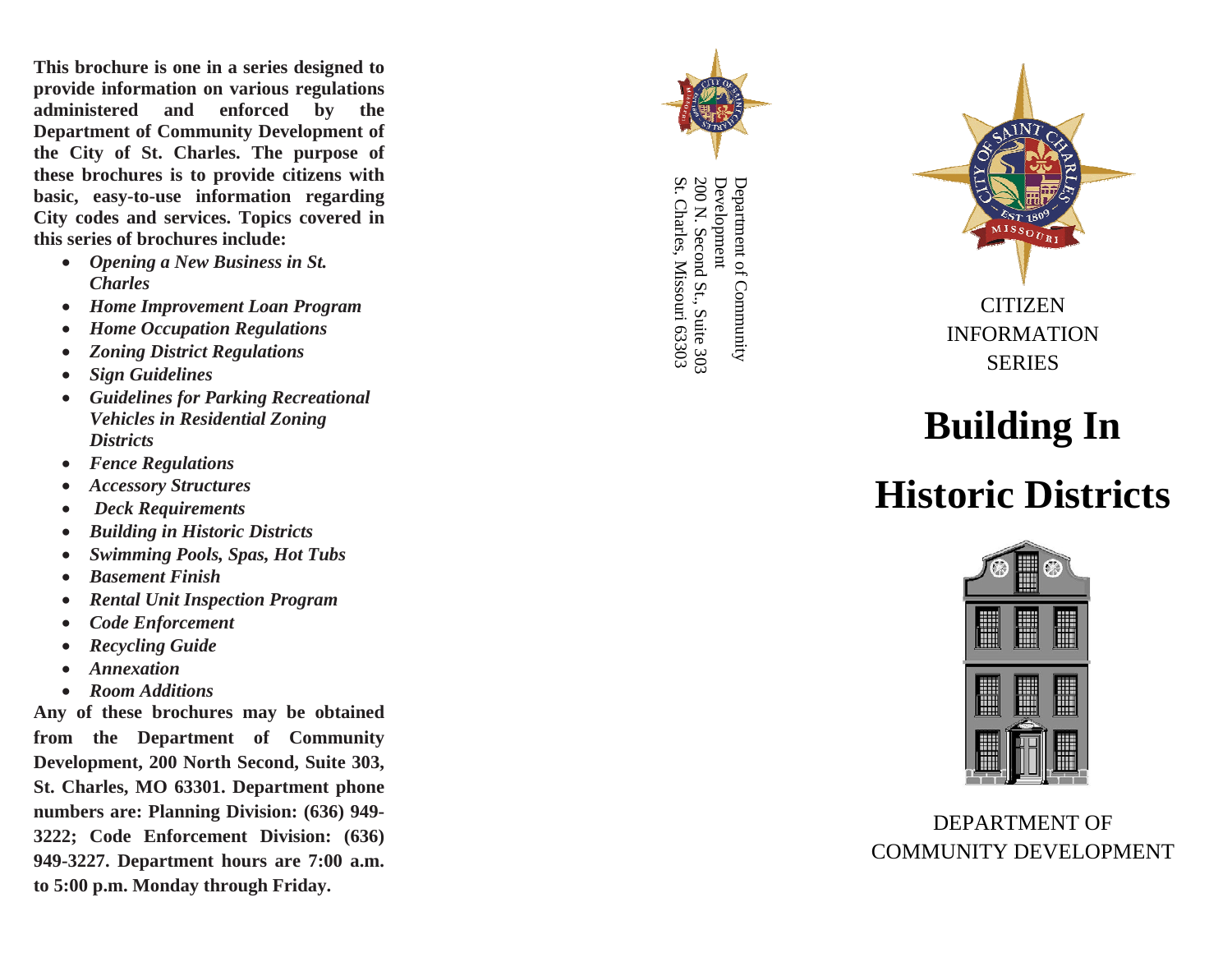**This brochure is one in a series designed to provide information on various regulations administered and enforced by the Department of Community Development of the City of St. Charles. The purpose of these brochures is to provide citizens with basic, easy-to-use information regarding City codes and services. Topics covered in this series of brochures include:**

- ***Opening a New Business in St. Charles***
- ***Home Improvement Loan Program***
- ***Home Occupation Regulations***
- ***Zoning District Regulations***
- ***Sign Guidelines***
- ***Guidelines for Parking Recreational Vehicles in Residential Zoning Districts***
- ***Fence Regulations***
- ***Accessory Structures***
- ***Deck Requirements***
- ***Building in Historic Districts***
- ***Swimming Pools, Spas, Hot Tubs***
- ***Basement Finish***
- ***Rental Unit Inspection Program***
- ***Code Enforcement***
- ***Recycling Guide***
- ***Annexation***
- ***Room Additions***

**Any of these brochures may be obtained from the Department of Community Development, 200 North Second, Suite 303, St. Charles, MO 63301. Department phone numbers are: Planning Division: (636) 949-3222; Code Enforcement Division: (636) 949-3227. Department hours are 7:00 a.m. to 5:00 p.m. Monday through Friday.**

Department of Community Development
200 N. Second St., Suite 303
St. Charles, Missouri 63303

CITIZEN INFORMATION SERIES

# Building In Historic Districts

DEPARTMENT OF COMMUNITY DEVELOPMENT